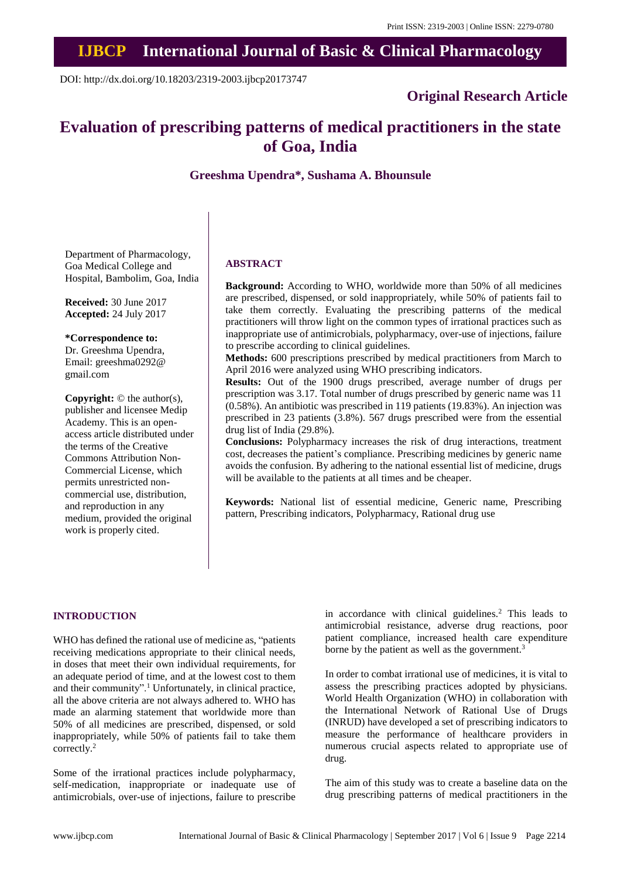Print ISSN: 2319-2003 | Online ISSN: 2279-0780

# IJBCP International Journal of Basic & Clinical Pharmacology

DOI: http://dx.doi.org/10.18203/2319-2003.ijbcp20173747

**Original Research Article**

# Evaluation of prescribing patterns of medical practitioners in the state of Goa, India

**Greeshma Upendra\*, Sushama A. Bhounsule**

Department of Pharmacology, Goa Medical College and Hospital, Bambolim, Goa, India

**Received:** 30 June 2017
**Accepted:** 24 July 2017

**\*Correspondence to:**
Dr. Greeshma Upendra,
Email: greeshma0292@gmail.com

**Copyright:** © the author(s), publisher and licensee Medip Academy. This is an open-access article distributed under the terms of the Creative Commons Attribution Non-Commercial License, which permits unrestricted non-commercial use, distribution, and reproduction in any medium, provided the original work is properly cited.

## ABSTRACT

**Background:** According to WHO, worldwide more than 50% of all medicines are prescribed, dispensed, or sold inappropriately, while 50% of patients fail to take them correctly. Evaluating the prescribing patterns of the medical practitioners will throw light on the common types of irrational practices such as inappropriate use of antimicrobials, polypharmacy, over-use of injections, failure to prescribe according to clinical guidelines.

**Methods:** 600 prescriptions prescribed by medical practitioners from March to April 2016 were analyzed using WHO prescribing indicators.

**Results:** Out of the 1900 drugs prescribed, average number of drugs per prescription was 3.17. Total number of drugs prescribed by generic name was 11 (0.58%). An antibiotic was prescribed in 119 patients (19.83%). An injection was prescribed in 23 patients (3.8%). 567 drugs prescribed were from the essential drug list of India (29.8%).

**Conclusions:** Polypharmacy increases the risk of drug interactions, treatment cost, decreases the patient's compliance. Prescribing medicines by generic name avoids the confusion. By adhering to the national essential list of medicine, drugs will be available to the patients at all times and be cheaper.

**Keywords:** National list of essential medicine, Generic name, Prescribing pattern, Prescribing indicators, Polypharmacy, Rational drug use

## INTRODUCTION

WHO has defined the rational use of medicine as, "patients receiving medications appropriate to their clinical needs, in doses that meet their own individual requirements, for an adequate period of time, and at the lowest cost to them and their community".[1] Unfortunately, in clinical practice, all the above criteria are not always adhered to. WHO has made an alarming statement that worldwide more than 50% of all medicines are prescribed, dispensed, or sold inappropriately, while 50% of patients fail to take them correctly.[2]

Some of the irrational practices include polypharmacy, self-medication, inappropriate or inadequate use of antimicrobials, over-use of injections, failure to prescribe in accordance with clinical guidelines.[2] This leads to antimicrobial resistance, adverse drug reactions, poor patient compliance, increased health care expenditure borne by the patient as well as the government.[3]

In order to combat irrational use of medicines, it is vital to assess the prescribing practices adopted by physicians. World Health Organization (WHO) in collaboration with the International Network of Rational Use of Drugs (INRUD) have developed a set of prescribing indicators to measure the performance of healthcare providers in numerous crucial aspects related to appropriate use of drug.

The aim of this study was to create a baseline data on the drug prescribing patterns of medical practitioners in the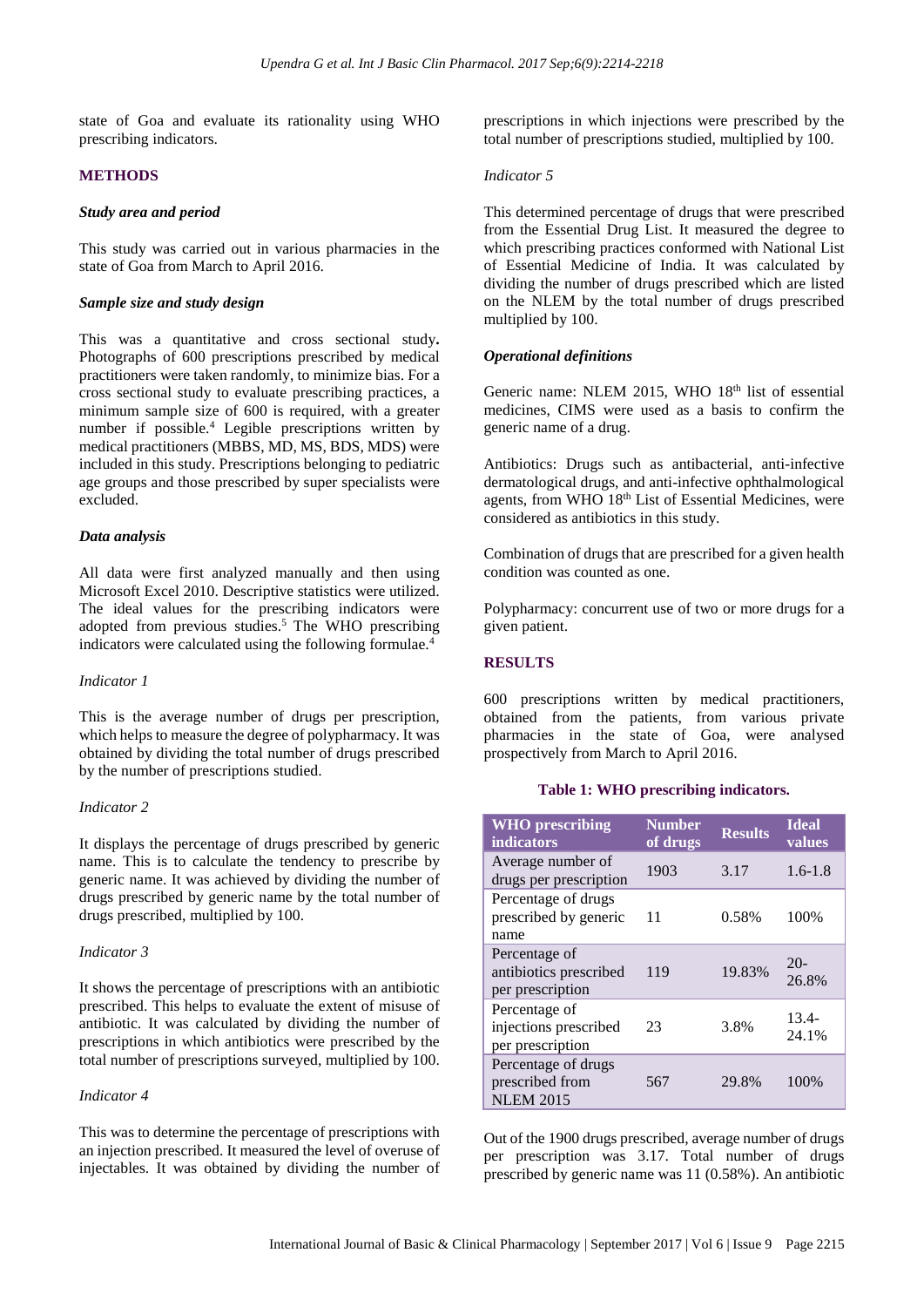state of Goa and evaluate its rationality using WHO prescribing indicators.

## METHODS

### *Study area and period*

This study was carried out in various pharmacies in the state of Goa from March to April 2016.

### *Sample size and study design*

This was a quantitative and cross sectional study**.** Photographs of 600 prescriptions prescribed by medical practitioners were taken randomly, to minimize bias. For a cross sectional study to evaluate prescribing practices, a minimum sample size of 600 is required, with a greater number if possible.[4] Legible prescriptions written by medical practitioners (MBBS, MD, MS, BDS, MDS) were included in this study. Prescriptions belonging to pediatric age groups and those prescribed by super specialists were excluded.

### *Data analysis*

All data were first analyzed manually and then using Microsoft Excel 2010. Descriptive statistics were utilized. The ideal values for the prescribing indicators were adopted from previous studies.[5] The WHO prescribing indicators were calculated using the following formulae.[4]

*Indicator 1*

This is the average number of drugs per prescription, which helps to measure the degree of polypharmacy. It was obtained by dividing the total number of drugs prescribed by the number of prescriptions studied.

*Indicator 2*

It displays the percentage of drugs prescribed by generic name. This is to calculate the tendency to prescribe by generic name. It was achieved by dividing the number of drugs prescribed by generic name by the total number of drugs prescribed, multiplied by 100.

*Indicator 3*

It shows the percentage of prescriptions with an antibiotic prescribed. This helps to evaluate the extent of misuse of antibiotic. It was calculated by dividing the number of prescriptions in which antibiotics were prescribed by the total number of prescriptions surveyed, multiplied by 100.

*Indicator 4*

This was to determine the percentage of prescriptions with an injection prescribed. It measured the level of overuse of injectables. It was obtained by dividing the number of prescriptions in which injections were prescribed by the total number of prescriptions studied, multiplied by 100.

*Indicator 5*

This determined percentage of drugs that were prescribed from the Essential Drug List. It measured the degree to which prescribing practices conformed with National List of Essential Medicine of India. It was calculated by dividing the number of drugs prescribed which are listed on the NLEM by the total number of drugs prescribed multiplied by 100.

### *Operational definitions*

Generic name: NLEM 2015, WHO 18th list of essential medicines, CIMS were used as a basis to confirm the generic name of a drug.

Antibiotics: Drugs such as antibacterial, anti-infective dermatological drugs, and anti-infective ophthalmological agents, from WHO 18th List of Essential Medicines, were considered as antibiotics in this study.

Combination of drugs that are prescribed for a given health condition was counted as one.

Polypharmacy: concurrent use of two or more drugs for a given patient.

## RESULTS

600 prescriptions written by medical practitioners, obtained from the patients, from various private pharmacies in the state of Goa, were analysed prospectively from March to April 2016.

**Table 1: WHO prescribing indicators.**

| WHO prescribing indicators | Number of drugs | Results | Ideal values |
|---|---|---|---|
| Average number of drugs per prescription | 1903 | 3.17 | 1.6-1.8 |
| Percentage of drugs prescribed by generic name | 11 | 0.58% | 100% |
| Percentage of antibiotics prescribed per prescription | 119 | 19.83% | 20-26.8% |
| Percentage of injections prescribed per prescription | 23 | 3.8% | 13.4-24.1% |
| Percentage of drugs prescribed from NLEM 2015 | 567 | 29.8% | 100% |

Out of the 1900 drugs prescribed, average number of drugs per prescription was 3.17. Total number of drugs prescribed by generic name was 11 (0.58%). An antibiotic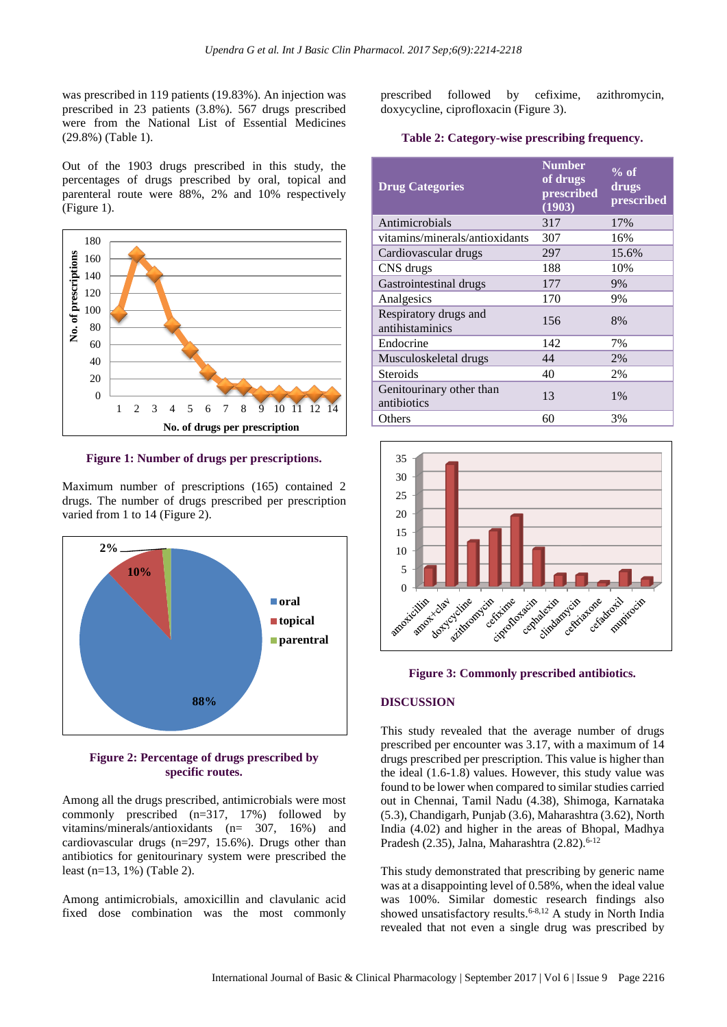was prescribed in 119 patients (19.83%). An injection was prescribed in 23 patients (3.8%). 567 drugs prescribed were from the National List of Essential Medicines (29.8%) (Table 1).

Out of the 1903 drugs prescribed in this study, the percentages of drugs prescribed by oral, topical and parenteral route were 88%, 2% and 10% respectively (Figure 1).

**Figure 1: Number of drugs per prescriptions.**

Maximum number of prescriptions (165) contained 2 drugs. The number of drugs prescribed per prescription varied from 1 to 14 (Figure 2).

**Figure 2: Percentage of drugs prescribed by specific routes.**

Among all the drugs prescribed, antimicrobials were most commonly prescribed (n=317, 17%) followed by vitamins/minerals/antioxidants (n= 307, 16%) and cardiovascular drugs (n=297, 15.6%). Drugs other than antibiotics for genitourinary system were prescribed the least (n=13, 1%) (Table 2).

Among antimicrobials, amoxicillin and clavulanic acid fixed dose combination was the most commonly prescribed followed by cefixime, azithromycin, doxycycline, ciprofloxacin (Figure 3).

**Table 2: Category-wise prescribing frequency.**

| Drug Categories | Number of drugs prescribed (1903) | % of drugs prescribed |
|---|---|---|
| Antimicrobials | 317 | 17% |
| vitamins/minerals/antioxidants | 307 | 16% |
| Cardiovascular drugs | 297 | 15.6% |
| CNS drugs | 188 | 10% |
| Gastrointestinal drugs | 177 | 9% |
| Analgesics | 170 | 9% |
| Respiratory drugs and antihistaminics | 156 | 8% |
| Endocrine | 142 | 7% |
| Musculoskeletal drugs | 44 | 2% |
| Steroids | 40 | 2% |
| Genitourinary other than antibiotics | 13 | 1% |
| Others | 60 | 3% |

**Figure 3: Commonly prescribed antibiotics.**

## DISCUSSION

This study revealed that the average number of drugs prescribed per encounter was 3.17, with a maximum of 14 drugs prescribed per prescription. This value is higher than the ideal (1.6-1.8) values. However, this study value was found to be lower when compared to similar studies carried out in Chennai, Tamil Nadu (4.38), Shimoga, Karnataka (5.3), Chandigarh, Punjab (3.6), Maharashtra (3.62), North India (4.02) and higher in the areas of Bhopal, Madhya Pradesh (2.35), Jalna, Maharashtra (2.82).[6-12]

This study demonstrated that prescribing by generic name was at a disappointing level of 0.58%, when the ideal value was 100%. Similar domestic research findings also showed unsatisfactory results.[6-8,12] A study in North India revealed that not even a single drug was prescribed by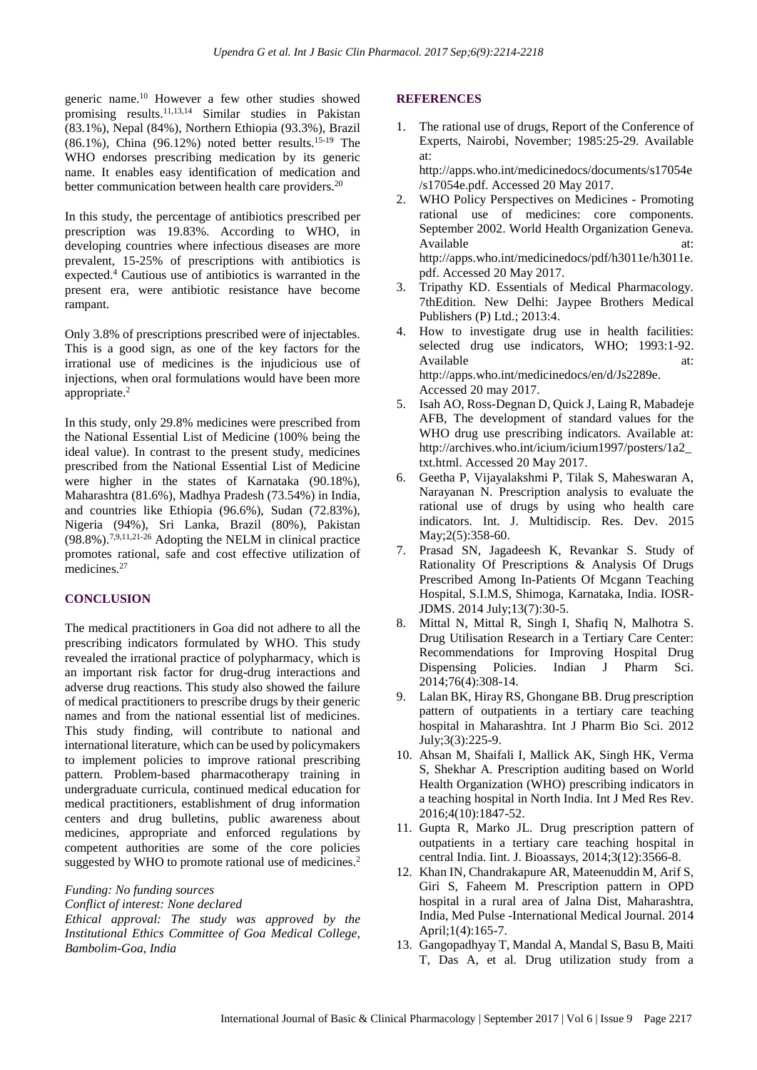generic name.[10] However a few other studies showed promising results.[11,13,14] Similar studies in Pakistan (83.1%), Nepal (84%), Northern Ethiopia (93.3%), Brazil (86.1%), China (96.12%) noted better results.[15-19] The WHO endorses prescribing medication by its generic name. It enables easy identification of medication and better communication between health care providers.[20]

In this study, the percentage of antibiotics prescribed per prescription was 19.83%. According to WHO, in developing countries where infectious diseases are more prevalent, 15-25% of prescriptions with antibiotics is expected.[4] Cautious use of antibiotics is warranted in the present era, were antibiotic resistance have become rampant.

Only 3.8% of prescriptions prescribed were of injectables. This is a good sign, as one of the key factors for the irrational use of medicines is the injudicious use of injections, when oral formulations would have been more appropriate.[2]

In this study, only 29.8% medicines were prescribed from the National Essential List of Medicine (100% being the ideal value). In contrast to the present study, medicines prescribed from the National Essential List of Medicine were higher in the states of Karnataka (90.18%), Maharashtra (81.6%), Madhya Pradesh (73.54%) in India, and countries like Ethiopia (96.6%), Sudan (72.83%), Nigeria (94%), Sri Lanka, Brazil (80%), Pakistan (98.8%).[7,9,11,21-26] Adopting the NELM in clinical practice promotes rational, safe and cost effective utilization of medicines.[27]

## CONCLUSION

The medical practitioners in Goa did not adhere to all the prescribing indicators formulated by WHO. This study revealed the irrational practice of polypharmacy, which is an important risk factor for drug-drug interactions and adverse drug reactions. This study also showed the failure of medical practitioners to prescribe drugs by their generic names and from the national essential list of medicines. This study finding, will contribute to national and international literature, which can be used by policymakers to implement policies to improve rational prescribing pattern. Problem-based pharmacotherapy training in undergraduate curricula, continued medical education for medical practitioners, establishment of drug information centers and drug bulletins, public awareness about medicines, appropriate and enforced regulations by competent authorities are some of the core policies suggested by WHO to promote rational use of medicines.[2]

*Funding: No funding sources*
*Conflict of interest: None declared*
*Ethical approval: The study was approved by the Institutional Ethics Committee of Goa Medical College, Bambolim-Goa, India*

## REFERENCES

1. The rational use of drugs, Report of the Conference of Experts, Nairobi, November; 1985:25-29. Available at: http://apps.who.int/medicinedocs/documents/s17054e/s17054e.pdf. Accessed 20 May 2017.
2. WHO Policy Perspectives on Medicines - Promoting rational use of medicines: core components. September 2002. World Health Organization Geneva. Available at: http://apps.who.int/medicinedocs/pdf/h3011e/h3011e.pdf. Accessed 20 May 2017.
3. Tripathy KD. Essentials of Medical Pharmacology. 7thEdition. New Delhi: Jaypee Brothers Medical Publishers (P) Ltd.; 2013:4.
4. How to investigate drug use in health facilities: selected drug use indicators, WHO; 1993:1-92. Available at: http://apps.who.int/medicinedocs/en/d/Js2289e. Accessed 20 may 2017.
5. Isah AO, Ross-Degnan D, Quick J, Laing R, Mabadeje AFB, The development of standard values for the WHO drug use prescribing indicators. Available at: http://archives.who.int/icium/icium1997/posters/1a2_txt.html. Accessed 20 May 2017.
6. Geetha P, Vijayalakshmi P, Tilak S, Maheswaran A, Narayanan N. Prescription analysis to evaluate the rational use of drugs by using who health care indicators. Int. J. Multidiscip. Res. Dev. 2015 May;2(5):358-60.
7. Prasad SN, Jagadeesh K, Revankar S. Study of Rationality Of Prescriptions & Analysis Of Drugs Prescribed Among In-Patients Of Mcgann Teaching Hospital, S.I.M.S, Shimoga, Karnataka, India. IOSR-JDMS. 2014 July;13(7):30-5.
8. Mittal N, Mittal R, Singh I, Shafiq N, Malhotra S. Drug Utilisation Research in a Tertiary Care Center: Recommendations for Improving Hospital Drug Dispensing Policies. Indian J Pharm Sci. 2014;76(4):308-14.
9. Lalan BK, Hiray RS, Ghongane BB. Drug prescription pattern of outpatients in a tertiary care teaching hospital in Maharashtra. Int J Pharm Bio Sci. 2012 July;3(3):225-9.
10. Ahsan M, Shaifali I, Mallick AK, Singh HK, Verma S, Shekhar A. Prescription auditing based on World Health Organization (WHO) prescribing indicators in a teaching hospital in North India. Int J Med Res Rev. 2016;4(10):1847-52.
11. Gupta R, Marko JL. Drug prescription pattern of outpatients in a tertiary care teaching hospital in central India. Iint. J. Bioassays, 2014;3(12):3566-8.
12. Khan IN, Chandrakapure AR, Mateenuddin M, Arif S, Giri S, Faheem M. Prescription pattern in OPD hospital in a rural area of Jalna Dist, Maharashtra, India, Med Pulse -International Medical Journal. 2014 April;1(4):165-7.
13. Gangopadhyay T, Mandal A, Mandal S, Basu B, Maiti T, Das A, et al. Drug utilization study from a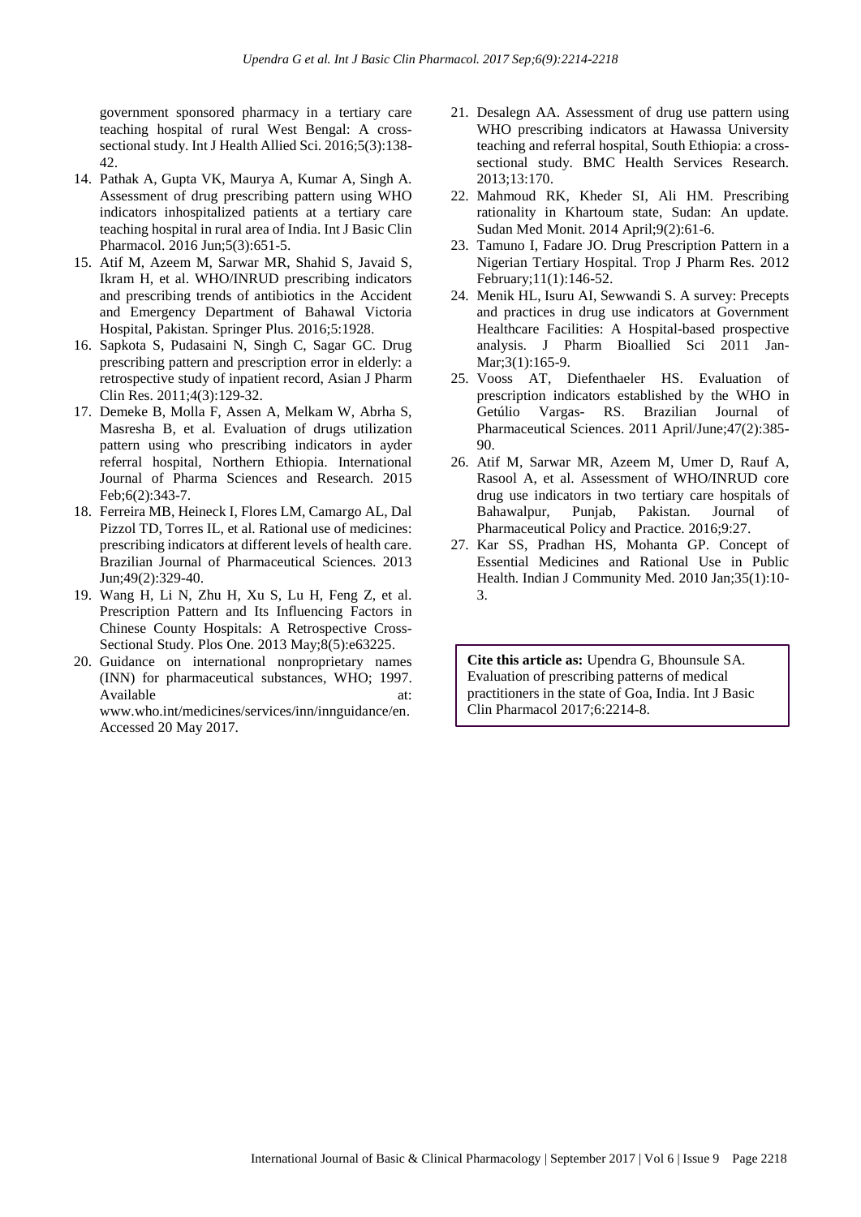government sponsored pharmacy in a tertiary care teaching hospital of rural West Bengal: A cross-sectional study. Int J Health Allied Sci. 2016;5(3):138-42.

14. Pathak A, Gupta VK, Maurya A, Kumar A, Singh A. Assessment of drug prescribing pattern using WHO indicators inhospitalized patients at a tertiary care teaching hospital in rural area of India. Int J Basic Clin Pharmacol. 2016 Jun;5(3):651-5.
15. Atif M, Azeem M, Sarwar MR, Shahid S, Javaid S, Ikram H, et al. WHO/INRUD prescribing indicators and prescribing trends of antibiotics in the Accident and Emergency Department of Bahawal Victoria Hospital, Pakistan. Springer Plus. 2016;5:1928.
16. Sapkota S, Pudasaini N, Singh C, Sagar GC. Drug prescribing pattern and prescription error in elderly: a retrospective study of inpatient record, Asian J Pharm Clin Res. 2011;4(3):129-32.
17. Demeke B, Molla F, Assen A, Melkam W, Abrha S, Masresha B, et al. Evaluation of drugs utilization pattern using who prescribing indicators in ayder referral hospital, Northern Ethiopia. International Journal of Pharma Sciences and Research. 2015 Feb;6(2):343-7.
18. Ferreira MB, Heineck I, Flores LM, Camargo AL, Dal Pizzol TD, Torres IL, et al. Rational use of medicines: prescribing indicators at different levels of health care. Brazilian Journal of Pharmaceutical Sciences. 2013 Jun;49(2):329-40.
19. Wang H, Li N, Zhu H, Xu S, Lu H, Feng Z, et al. Prescription Pattern and Its Influencing Factors in Chinese County Hospitals: A Retrospective Cross-Sectional Study. Plos One. 2013 May;8(5):e63225.
20. Guidance on international nonproprietary names (INN) for pharmaceutical substances, WHO; 1997. Available at: www.who.int/medicines/services/inn/innguidance/en. Accessed 20 May 2017.
21. Desalegn AA. Assessment of drug use pattern using WHO prescribing indicators at Hawassa University teaching and referral hospital, South Ethiopia: a cross-sectional study. BMC Health Services Research. 2013;13:170.
22. Mahmoud RK, Kheder SI, Ali HM. Prescribing rationality in Khartoum state, Sudan: An update. Sudan Med Monit. 2014 April;9(2):61-6.
23. Tamuno I, Fadare JO. Drug Prescription Pattern in a Nigerian Tertiary Hospital. Trop J Pharm Res. 2012 February;11(1):146-52.
24. Menik HL, Isuru AI, Sewwandi S. A survey: Precepts and practices in drug use indicators at Government Healthcare Facilities: A Hospital-based prospective analysis. J Pharm Bioallied Sci 2011 Jan-Mar;3(1):165-9.
25. Vooss AT, Diefenthaeler HS. Evaluation of prescription indicators established by the WHO in Getúlio Vargas- RS. Brazilian Journal of Pharmaceutical Sciences. 2011 April/June;47(2):385-90.
26. Atif M, Sarwar MR, Azeem M, Umer D, Rauf A, Rasool A, et al. Assessment of WHO/INRUD core drug use indicators in two tertiary care hospitals of Bahawalpur, Punjab, Pakistan. Journal of Pharmaceutical Policy and Practice. 2016;9:27.
27. Kar SS, Pradhan HS, Mohanta GP. Concept of Essential Medicines and Rational Use in Public Health. Indian J Community Med. 2010 Jan;35(1):10-3.

**Cite this article as:** Upendra G, Bhounsule SA. Evaluation of prescribing patterns of medical practitioners in the state of Goa, India. Int J Basic Clin Pharmacol 2017;6:2214-8.